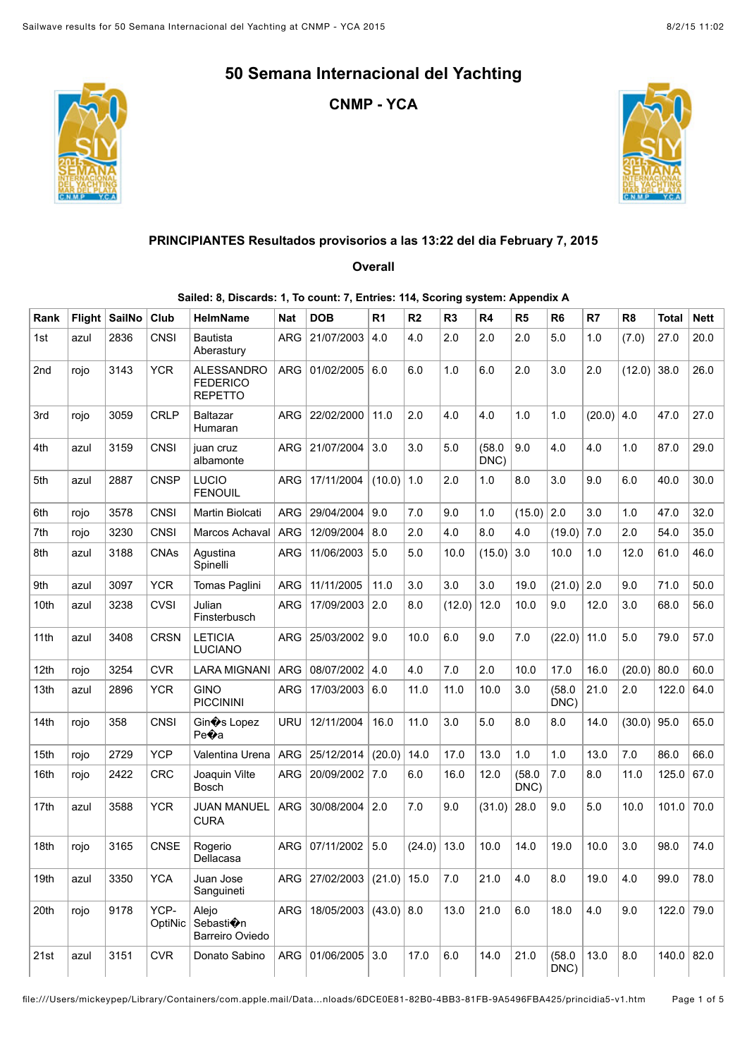# 50 Semana Internacional del Yachting

## CNMP - YCA

### PRINCIPIANTES Resultados provisorios a las 13:22 del dia February 7, 2015

### Overall

**Sailed: 8, Discards: 1, To count: 7, Entries: 114, Scoring system: Appendix A**

| Rank | Flight | SailNo | Club | HelmName | Nat | DOB | R1 | R2 | R3 | R4 | R5 | R6 | R7 | R8 | Total | Nett |
|---|---|---|---|---|---|---|---|---|---|---|---|---|---|---|---|---|
| 1st | azul | 2836 | CNSI | Bautista Aberastury | ARG | 21/07/2003 | 4.0 | 4.0 | 2.0 | 2.0 | 2.0 | 5.0 | 1.0 | (7.0) | 27.0 | 20.0 |
| 2nd | rojo | 3143 | YCR | ALESSANDRO FEDERICO REPETTO | ARG | 01/02/2005 | 6.0 | 6.0 | 1.0 | 6.0 | 2.0 | 3.0 | 2.0 | (12.0) | 38.0 | 26.0 |
| 3rd | rojo | 3059 | CRLP | Baltazar Humaran | ARG | 22/02/2000 | 11.0 | 2.0 | 4.0 | 4.0 | 1.0 | 1.0 | (20.0) | 4.0 | 47.0 | 27.0 |
| 4th | azul | 3159 | CNSI | juan cruz albamonte | ARG | 21/07/2004 | 3.0 | 3.0 | 5.0 | (58.0 DNC) | 9.0 | 4.0 | 4.0 | 1.0 | 87.0 | 29.0 |
| 5th | azul | 2887 | CNSP | LUCIO FENOUIL | ARG | 17/11/2004 | (10.0) | 1.0 | 2.0 | 1.0 | 8.0 | 3.0 | 9.0 | 6.0 | 40.0 | 30.0 |
| 6th | rojo | 3578 | CNSI | Martin Biolcati | ARG | 29/04/2004 | 9.0 | 7.0 | 9.0 | 1.0 | (15.0) | 2.0 | 3.0 | 1.0 | 47.0 | 32.0 |
| 7th | rojo | 3230 | CNSI | Marcos Achaval | ARG | 12/09/2004 | 8.0 | 2.0 | 4.0 | 8.0 | 4.0 | (19.0) | 7.0 | 2.0 | 54.0 | 35.0 |
| 8th | azul | 3188 | CNAs | Agustina Spinelli | ARG | 11/06/2003 | 5.0 | 5.0 | 10.0 | (15.0) | 3.0 | 10.0 | 1.0 | 12.0 | 61.0 | 46.0 |
| 9th | azul | 3097 | YCR | Tomas Paglini | ARG | 11/11/2005 | 11.0 | 3.0 | 3.0 | 3.0 | 19.0 | (21.0) | 2.0 | 9.0 | 71.0 | 50.0 |
| 10th | azul | 3238 | CVSI | Julian Finsterbusch | ARG | 17/09/2003 | 2.0 | 8.0 | (12.0) | 12.0 | 10.0 | 9.0 | 12.0 | 3.0 | 68.0 | 56.0 |
| 11th | azul | 3408 | CRSN | LETICIA LUCIANO | ARG | 25/03/2002 | 9.0 | 10.0 | 6.0 | 9.0 | 7.0 | (22.0) | 11.0 | 5.0 | 79.0 | 57.0 |
| 12th | rojo | 3254 | CVR | LARA MIGNANI | ARG | 08/07/2002 | 4.0 | 4.0 | 7.0 | 2.0 | 10.0 | 17.0 | 16.0 | (20.0) | 80.0 | 60.0 |
| 13th | azul | 2896 | YCR | GINO PICCININI | ARG | 17/03/2003 | 6.0 | 11.0 | 11.0 | 10.0 | 3.0 | (58.0 DNC) | 21.0 | 2.0 | 122.0 | 64.0 |
| 14th | rojo | 358 | CNSI | Gin�s Lopez Pe�a | URU | 12/11/2004 | 16.0 | 11.0 | 3.0 | 5.0 | 8.0 | 8.0 | 14.0 | (30.0) | 95.0 | 65.0 |
| 15th | rojo | 2729 | YCP | Valentina Urena | ARG | 25/12/2014 | (20.0) | 14.0 | 17.0 | 13.0 | 1.0 | 1.0 | 13.0 | 7.0 | 86.0 | 66.0 |
| 16th | rojo | 2422 | CRC | Joaquin Vilte Bosch | ARG | 20/09/2002 | 7.0 | 6.0 | 16.0 | 12.0 | (58.0 DNC) | 7.0 | 8.0 | 11.0 | 125.0 | 67.0 |
| 17th | azul | 3588 | YCR | JUAN MANUEL CURA | ARG | 30/08/2004 | 2.0 | 7.0 | 9.0 | (31.0) | 28.0 | 9.0 | 5.0 | 10.0 | 101.0 | 70.0 |
| 18th | rojo | 3165 | CNSE | Rogerio Dellacasa | ARG | 07/11/2002 | 5.0 | (24.0) | 13.0 | 10.0 | 14.0 | 19.0 | 10.0 | 3.0 | 98.0 | 74.0 |
| 19th | azul | 3350 | YCA | Juan Jose Sanguineti | ARG | 27/02/2003 | (21.0) | 15.0 | 7.0 | 21.0 | 4.0 | 8.0 | 19.0 | 4.0 | 99.0 | 78.0 |
| 20th | rojo | 9178 | YCP-OptiNic | Alejo Sebasti�n Barreiro Oviedo | ARG | 18/05/2003 | (43.0) | 8.0 | 13.0 | 21.0 | 6.0 | 18.0 | 4.0 | 9.0 | 122.0 | 79.0 |
| 21st | azul | 3151 | CVR | Donato Sabino | ARG | 01/06/2005 | 3.0 | 17.0 | 6.0 | 14.0 | 21.0 | (58.0 DNC) | 13.0 | 8.0 | 140.0 | 82.0 |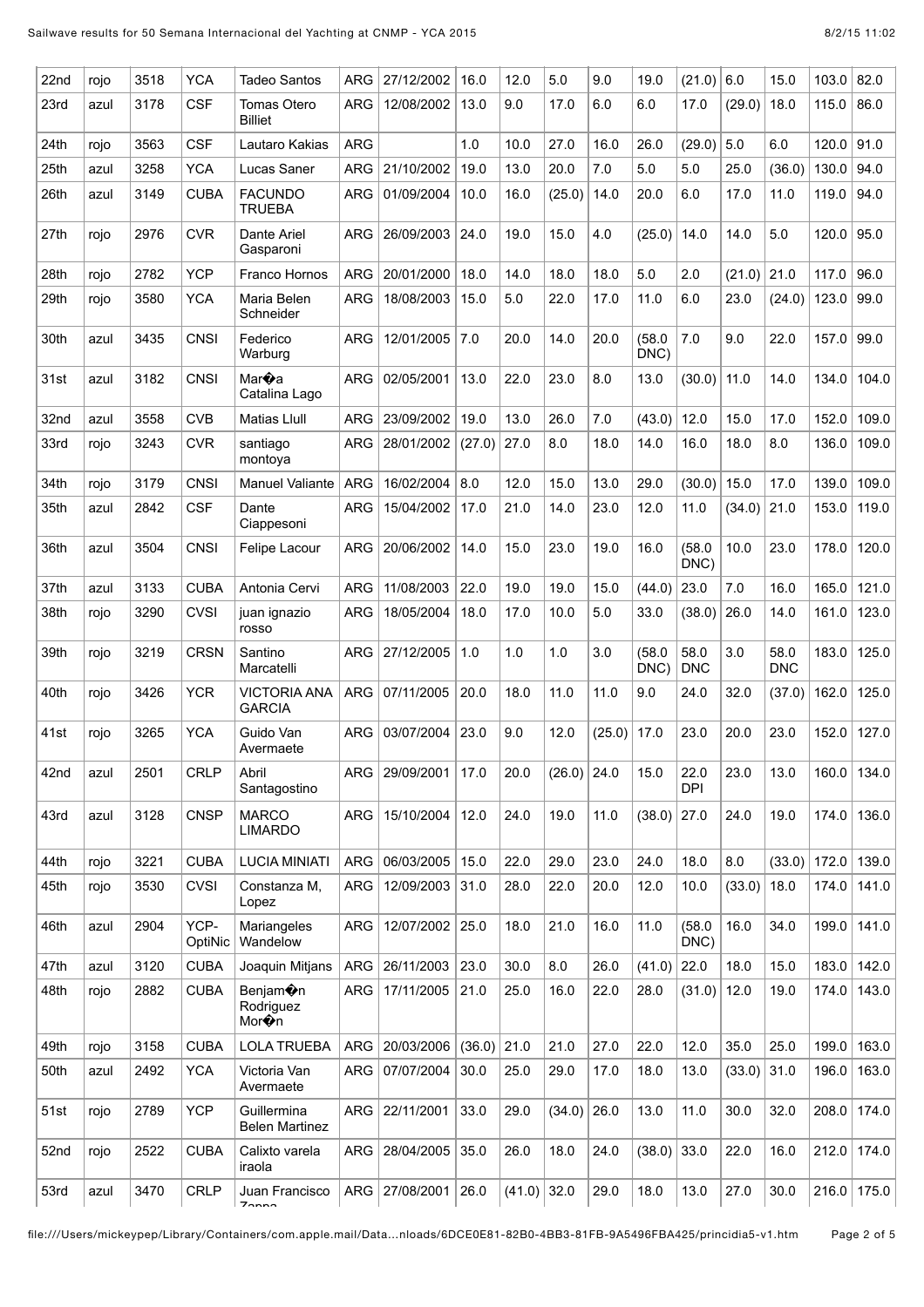| 22nd | rojo | 3518 | YCA | Tadeo Santos | ARG | 27/12/2002 | 16.0 | 12.0 | 5.0 | 9.0 | 19.0 | (21.0) | 6.0 | 15.0 | 103.0 | 82.0 |
|---|---|---|---|---|---|---|---|---|---|---|---|---|---|---|---|---|
| 23rd | azul | 3178 | CSF | Tomas Otero Billiet | ARG | 12/08/2002 | 13.0 | 9.0 | 17.0 | 6.0 | 6.0 | 17.0 | (29.0) | 18.0 | 115.0 | 86.0 |
| 24th | rojo | 3563 | CSF | Lautaro Kakias | ARG | | 1.0 | 10.0 | 27.0 | 16.0 | 26.0 | (29.0) | 5.0 | 6.0 | 120.0 | 91.0 |
| 25th | azul | 3258 | YCA | Lucas Saner | ARG | 21/10/2002 | 19.0 | 13.0 | 20.0 | 7.0 | 5.0 | 5.0 | 25.0 | (36.0) | 130.0 | 94.0 |
| 26th | azul | 3149 | CUBA | FACUNDO TRUEBA | ARG | 01/09/2004 | 10.0 | 16.0 | (25.0) | 14.0 | 20.0 | 6.0 | 17.0 | 11.0 | 119.0 | 94.0 |
| 27th | rojo | 2976 | CVR | Dante Ariel Gasparoni | ARG | 26/09/2003 | 24.0 | 19.0 | 15.0 | 4.0 | (25.0) | 14.0 | 14.0 | 5.0 | 120.0 | 95.0 |
| 28th | rojo | 2782 | YCP | Franco Hornos | ARG | 20/01/2000 | 18.0 | 14.0 | 18.0 | 18.0 | 5.0 | 2.0 | (21.0) | 21.0 | 117.0 | 96.0 |
| 29th | rojo | 3580 | YCA | Maria Belen Schneider | ARG | 18/08/2003 | 15.0 | 5.0 | 22.0 | 17.0 | 11.0 | 6.0 | 23.0 | (24.0) | 123.0 | 99.0 |
| 30th | azul | 3435 | CNSI | Federico Warburg | ARG | 12/01/2005 | 7.0 | 20.0 | 14.0 | 20.0 | (58.0 DNC) | 7.0 | 9.0 | 22.0 | 157.0 | 99.0 |
| 31st | azul | 3182 | CNSI | Mar�a Catalina Lago | ARG | 02/05/2001 | 13.0 | 22.0 | 23.0 | 8.0 | 13.0 | (30.0) | 11.0 | 14.0 | 134.0 | 104.0 |
| 32nd | azul | 3558 | CVB | Matias Llull | ARG | 23/09/2002 | 19.0 | 13.0 | 26.0 | 7.0 | (43.0) | 12.0 | 15.0 | 17.0 | 152.0 | 109.0 |
| 33rd | rojo | 3243 | CVR | santiago montoya | ARG | 28/01/2002 | (27.0) | 27.0 | 8.0 | 18.0 | 14.0 | 16.0 | 18.0 | 8.0 | 136.0 | 109.0 |
| 34th | rojo | 3179 | CNSI | Manuel Valiante | ARG | 16/02/2004 | 8.0 | 12.0 | 15.0 | 13.0 | 29.0 | (30.0) | 15.0 | 17.0 | 139.0 | 109.0 |
| 35th | azul | 2842 | CSF | Dante Ciappesoni | ARG | 15/04/2002 | 17.0 | 21.0 | 14.0 | 23.0 | 12.0 | 11.0 | (34.0) | 21.0 | 153.0 | 119.0 |
| 36th | azul | 3504 | CNSI | Felipe Lacour | ARG | 20/06/2002 | 14.0 | 15.0 | 23.0 | 19.0 | 16.0 | (58.0 DNC) | 10.0 | 23.0 | 178.0 | 120.0 |
| 37th | azul | 3133 | CUBA | Antonia Cervi | ARG | 11/08/2003 | 22.0 | 19.0 | 19.0 | 15.0 | (44.0) | 23.0 | 7.0 | 16.0 | 165.0 | 121.0 |
| 38th | rojo | 3290 | CVSI | juan ignazio rosso | ARG | 18/05/2004 | 18.0 | 17.0 | 10.0 | 5.0 | 33.0 | (38.0) | 26.0 | 14.0 | 161.0 | 123.0 |
| 39th | rojo | 3219 | CRSN | Santino Marcatelli | ARG | 27/12/2005 | 1.0 | 1.0 | 1.0 | 3.0 | (58.0 DNC) | 58.0 DNC | 3.0 | 58.0 DNC | 183.0 | 125.0 |
| 40th | rojo | 3426 | YCR | VICTORIA ANA GARCIA | ARG | 07/11/2005 | 20.0 | 18.0 | 11.0 | 11.0 | 9.0 | 24.0 | 32.0 | (37.0) | 162.0 | 125.0 |
| 41st | rojo | 3265 | YCA | Guido Van Avermaete | ARG | 03/07/2004 | 23.0 | 9.0 | 12.0 | (25.0) | 17.0 | 23.0 | 20.0 | 23.0 | 152.0 | 127.0 |
| 42nd | azul | 2501 | CRLP | Abril Santagostino | ARG | 29/09/2001 | 17.0 | 20.0 | (26.0) | 24.0 | 15.0 | 22.0 DPI | 23.0 | 13.0 | 160.0 | 134.0 |
| 43rd | azul | 3128 | CNSP | MARCO LIMARDO | ARG | 15/10/2004 | 12.0 | 24.0 | 19.0 | 11.0 | (38.0) | 27.0 | 24.0 | 19.0 | 174.0 | 136.0 |
| 44th | rojo | 3221 | CUBA | LUCIA MINIATI | ARG | 06/03/2005 | 15.0 | 22.0 | 29.0 | 23.0 | 24.0 | 18.0 | 8.0 | (33.0) | 172.0 | 139.0 |
| 45th | rojo | 3530 | CVSI | Constanza M, Lopez | ARG | 12/09/2003 | 31.0 | 28.0 | 22.0 | 20.0 | 12.0 | 10.0 | (33.0) | 18.0 | 174.0 | 141.0 |
| 46th | azul | 2904 | YCP-OptiNic | Mariangeles Wandelow | ARG | 12/07/2002 | 25.0 | 18.0 | 21.0 | 16.0 | 11.0 | (58.0 DNC) | 16.0 | 34.0 | 199.0 | 141.0 |
| 47th | azul | 3120 | CUBA | Joaquin Mitjans | ARG | 26/11/2003 | 23.0 | 30.0 | 8.0 | 26.0 | (41.0) | 22.0 | 18.0 | 15.0 | 183.0 | 142.0 |
| 48th | rojo | 2882 | CUBA | Benjam�n Rodriguez Mor�n | ARG | 17/11/2005 | 21.0 | 25.0 | 16.0 | 22.0 | 28.0 | (31.0) | 12.0 | 19.0 | 174.0 | 143.0 |
| 49th | rojo | 3158 | CUBA | LOLA TRUEBA | ARG | 20/03/2006 | (36.0) | 21.0 | 21.0 | 27.0 | 22.0 | 12.0 | 35.0 | 25.0 | 199.0 | 163.0 |
| 50th | azul | 2492 | YCA | Victoria Van Avermaete | ARG | 07/07/2004 | 30.0 | 25.0 | 29.0 | 17.0 | 18.0 | 13.0 | (33.0) | 31.0 | 196.0 | 163.0 |
| 51st | rojo | 2789 | YCP | Guillermina Belen Martinez | ARG | 22/11/2001 | 33.0 | 29.0 | (34.0) | 26.0 | 13.0 | 11.0 | 30.0 | 32.0 | 208.0 | 174.0 |
| 52nd | rojo | 2522 | CUBA | Calixto varela iraola | ARG | 28/04/2005 | 35.0 | 26.0 | 18.0 | 24.0 | (38.0) | 33.0 | 22.0 | 16.0 | 212.0 | 174.0 |
| 53rd | azul | 3470 | CRLP | Juan Francisco Zappa | ARG | 27/08/2001 | 26.0 | (41.0) | 32.0 | 29.0 | 18.0 | 13.0 | 27.0 | 30.0 | 216.0 | 175.0 |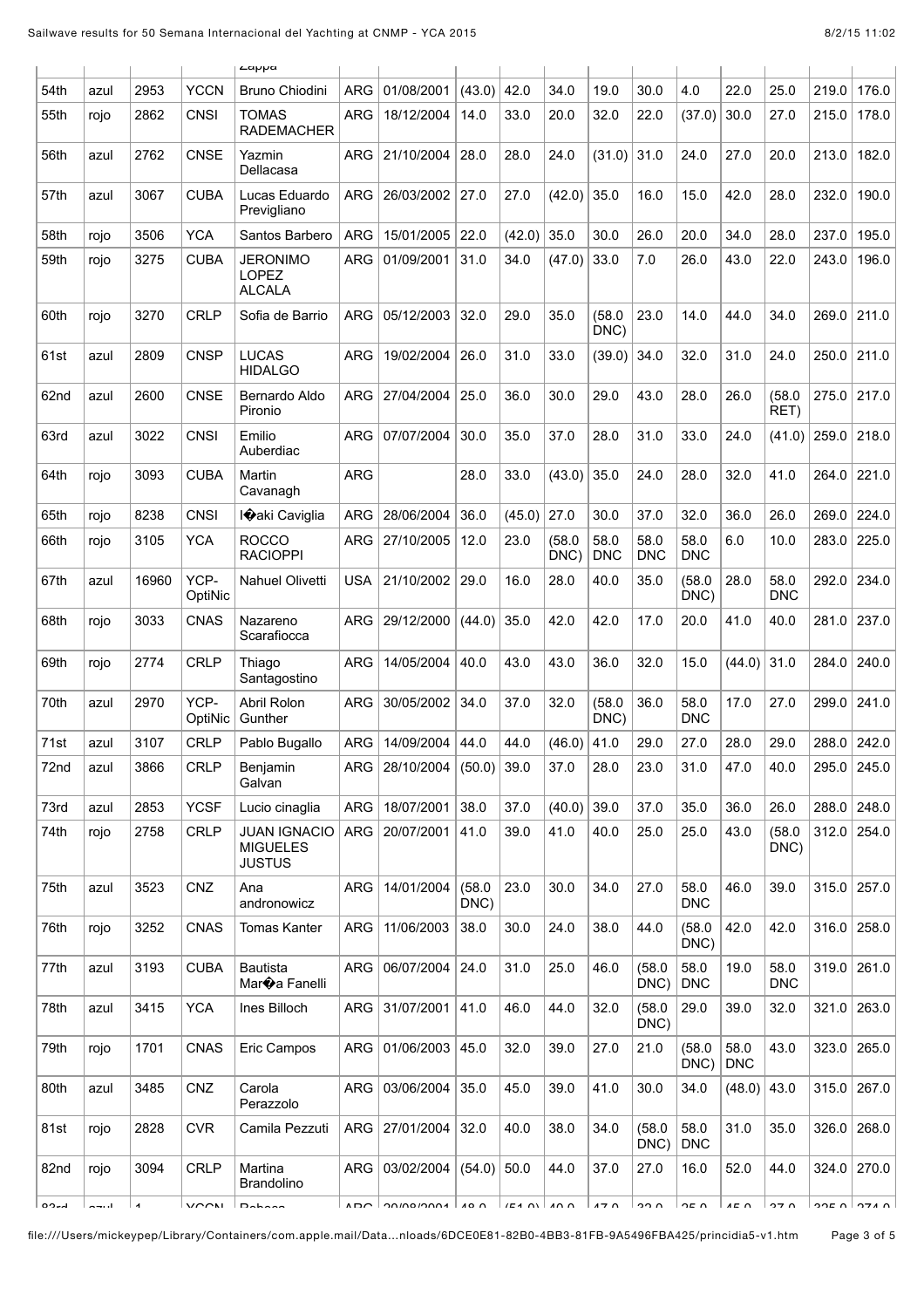| | | | | Zappa | | | | | | | | | | | | |
|---|---|---|---|---|---|---|---|---|---|---|---|---|---|---|---|---|
| 54th | azul | 2953 | YCCN | Bruno Chiodini | ARG | 01/08/2001 | (43.0) | 42.0 | 34.0 | 19.0 | 30.0 | 4.0 | 22.0 | 25.0 | 219.0 | 176.0 |
| 55th | rojo | 2862 | CNSI | TOMAS RADEMACHER | ARG | 18/12/2004 | 14.0 | 33.0 | 20.0 | 32.0 | 22.0 | (37.0) | 30.0 | 27.0 | 215.0 | 178.0 |
| 56th | azul | 2762 | CNSE | Yazmin Dellacasa | ARG | 21/10/2004 | 28.0 | 28.0 | 24.0 | (31.0) | 31.0 | 24.0 | 27.0 | 20.0 | 213.0 | 182.0 |
| 57th | azul | 3067 | CUBA | Lucas Eduardo Previgliano | ARG | 26/03/2002 | 27.0 | 27.0 | (42.0) | 35.0 | 16.0 | 15.0 | 42.0 | 28.0 | 232.0 | 190.0 |
| 58th | rojo | 3506 | YCA | Santos Barbero | ARG | 15/01/2005 | 22.0 | (42.0) | 35.0 | 30.0 | 26.0 | 20.0 | 34.0 | 28.0 | 237.0 | 195.0 |
| 59th | rojo | 3275 | CUBA | JERONIMO LOPEZ ALCALA | ARG | 01/09/2001 | 31.0 | 34.0 | (47.0) | 33.0 | 7.0 | 26.0 | 43.0 | 22.0 | 243.0 | 196.0 |
| 60th | rojo | 3270 | CRLP | Sofia de Barrio | ARG | 05/12/2003 | 32.0 | 29.0 | 35.0 | (58.0 DNC) | 23.0 | 14.0 | 44.0 | 34.0 | 269.0 | 211.0 |
| 61st | azul | 2809 | CNSP | LUCAS HIDALGO | ARG | 19/02/2004 | 26.0 | 31.0 | 33.0 | (39.0) | 34.0 | 32.0 | 31.0 | 24.0 | 250.0 | 211.0 |
| 62nd | azul | 2600 | CNSE | Bernardo Aldo Pironio | ARG | 27/04/2004 | 25.0 | 36.0 | 30.0 | 29.0 | 43.0 | 28.0 | 26.0 | (58.0 RET) | 275.0 | 217.0 |
| 63rd | azul | 3022 | CNSI | Emilio Auberdiac | ARG | 07/07/2004 | 30.0 | 35.0 | 37.0 | 28.0 | 31.0 | 33.0 | 24.0 | (41.0) | 259.0 | 218.0 |
| 64th | rojo | 3093 | CUBA | Martin Cavanagh | ARG | | 28.0 | 33.0 | (43.0) | 35.0 | 24.0 | 28.0 | 32.0 | 41.0 | 264.0 | 221.0 |
| 65th | rojo | 8238 | CNSI | I�aki Caviglia | ARG | 28/06/2004 | 36.0 | (45.0) | 27.0 | 30.0 | 37.0 | 32.0 | 36.0 | 26.0 | 269.0 | 224.0 |
| 66th | rojo | 3105 | YCA | ROCCO RACIOPPI | ARG | 27/10/2005 | 12.0 | 23.0 | (58.0 DNC) | 58.0 DNC | 58.0 DNC | 58.0 DNC | 6.0 | 10.0 | 283.0 | 225.0 |
| 67th | azul | 16960 | YCP-OptiNic | Nahuel Olivetti | USA | 21/10/2002 | 29.0 | 16.0 | 28.0 | 40.0 | 35.0 | (58.0 DNC) | 28.0 | 58.0 DNC | 292.0 | 234.0 |
| 68th | rojo | 3033 | CNAS | Nazareno Scarafiocca | ARG | 29/12/2000 | (44.0) | 35.0 | 42.0 | 42.0 | 17.0 | 20.0 | 41.0 | 40.0 | 281.0 | 237.0 |
| 69th | rojo | 2774 | CRLP | Thiago Santagostino | ARG | 14/05/2004 | 40.0 | 43.0 | 43.0 | 36.0 | 32.0 | 15.0 | (44.0) | 31.0 | 284.0 | 240.0 |
| 70th | azul | 2970 | YCP-OptiNic | Abril Rolon Gunther | ARG | 30/05/2002 | 34.0 | 37.0 | 32.0 | (58.0 DNC) | 36.0 | 58.0 DNC | 17.0 | 27.0 | 299.0 | 241.0 |
| 71st | azul | 3107 | CRLP | Pablo Bugallo | ARG | 14/09/2004 | 44.0 | 44.0 | (46.0) | 41.0 | 29.0 | 27.0 | 28.0 | 29.0 | 288.0 | 242.0 |
| 72nd | azul | 3866 | CRLP | Benjamin Galvan | ARG | 28/10/2004 | (50.0) | 39.0 | 37.0 | 28.0 | 23.0 | 31.0 | 47.0 | 40.0 | 295.0 | 245.0 |
| 73rd | azul | 2853 | YCSF | Lucio cinaglia | ARG | 18/07/2001 | 38.0 | 37.0 | (40.0) | 39.0 | 37.0 | 35.0 | 36.0 | 26.0 | 288.0 | 248.0 |
| 74th | rojo | 2758 | CRLP | JUAN IGNACIO MIGUELES JUSTUS | ARG | 20/07/2001 | 41.0 | 39.0 | 41.0 | 40.0 | 25.0 | 25.0 | 43.0 | (58.0 DNC) | 312.0 | 254.0 |
| 75th | azul | 3523 | CNZ | Ana andronowicz | ARG | 14/01/2004 | (58.0 DNC) | 23.0 | 30.0 | 34.0 | 27.0 | 58.0 DNC | 46.0 | 39.0 | 315.0 | 257.0 |
| 76th | rojo | 3252 | CNAS | Tomas Kanter | ARG | 11/06/2003 | 38.0 | 30.0 | 24.0 | 38.0 | 44.0 | (58.0 DNC) | 42.0 | 42.0 | 316.0 | 258.0 |
| 77th | azul | 3193 | CUBA | Bautista Mar�a Fanelli | ARG | 06/07/2004 | 24.0 | 31.0 | 25.0 | 46.0 | (58.0 DNC) | 58.0 DNC | 19.0 | 58.0 DNC | 319.0 | 261.0 |
| 78th | azul | 3415 | YCA | Ines Billoch | ARG | 31/07/2001 | 41.0 | 46.0 | 44.0 | 32.0 | (58.0 DNC) | 29.0 | 39.0 | 32.0 | 321.0 | 263.0 |
| 79th | rojo | 1701 | CNAS | Eric Campos | ARG | 01/06/2003 | 45.0 | 32.0 | 39.0 | 27.0 | 21.0 | (58.0 DNC) | 58.0 DNC | 43.0 | 323.0 | 265.0 |
| 80th | azul | 3485 | CNZ | Carola Perazzolo | ARG | 03/06/2004 | 35.0 | 45.0 | 39.0 | 41.0 | 30.0 | 34.0 | (48.0) | 43.0 | 315.0 | 267.0 |
| 81st | rojo | 2828 | CVR | Camila Pezzuti | ARG | 27/01/2004 | 32.0 | 40.0 | 38.0 | 34.0 | (58.0 DNC) | 58.0 DNC | 31.0 | 35.0 | 326.0 | 268.0 |
| 82nd | rojo | 3094 | CRLP | Martina Brandolino | ARG | 03/02/2004 | (54.0) | 50.0 | 44.0 | 37.0 | 27.0 | 16.0 | 52.0 | 44.0 | 324.0 | 270.0 |
| 83rd | azul | 1 | YCCN | Rebeca | ARG | 20/08/2001 | 48.0 | (51.0) | 40.0 | 47.0 | 33.0 | 25.0 | 45.0 | 37.0 | 325.0 | 274.0 |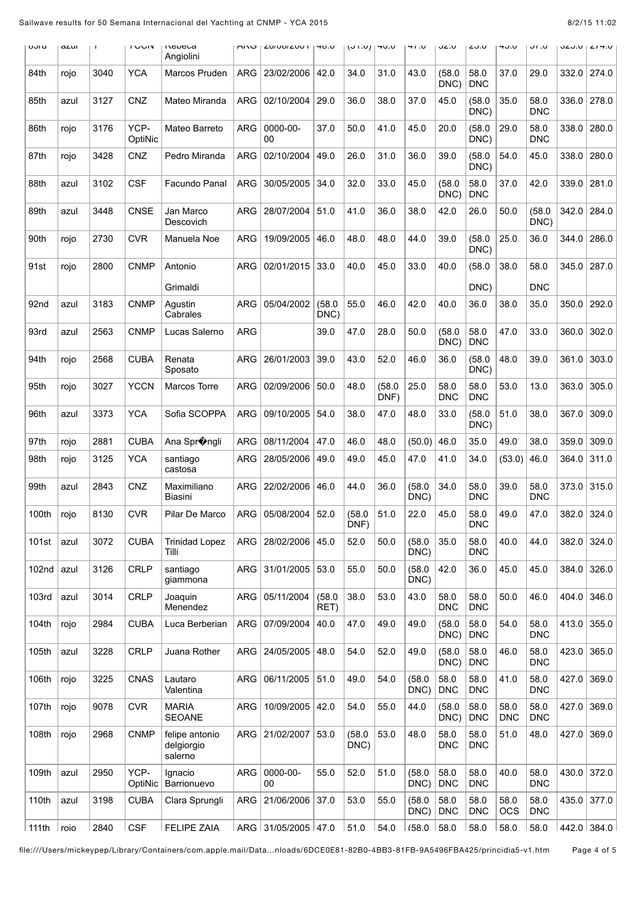| 83rd | azul | 1 | YCCN | Rebeca Angiolini | ARG | 26/08/2001 | 48.0 | (51.0) | 40.0 | 47.0 | 32.0 | 25.0 | 43.0 | 37.0 | 325.0 | 274.0 |
|---|---|---|---|---|---|---|---|---|---|---|---|---|---|---|---|---|
| 84th | rojo | 3040 | YCA | Marcos Pruden | ARG | 23/02/2006 | 42.0 | 34.0 | 31.0 | 43.0 | (58.0 DNC) | 58.0 DNC | 37.0 | 29.0 | 332.0 | 274.0 |
| 85th | azul | 3127 | CNZ | Mateo Miranda | ARG | 02/10/2004 | 29.0 | 36.0 | 38.0 | 37.0 | 45.0 | (58.0 DNC) | 35.0 | 58.0 DNC | 336.0 | 278.0 |
| 86th | rojo | 3176 | YCP-OptiNic | Mateo Barreto | ARG | 0000-00-00 | 37.0 | 50.0 | 41.0 | 45.0 | 20.0 | (58.0 DNC) | 29.0 | 58.0 DNC | 338.0 | 280.0 |
| 87th | rojo | 3428 | CNZ | Pedro Miranda | ARG | 02/10/2004 | 49.0 | 26.0 | 31.0 | 36.0 | 39.0 | (58.0 DNC) | 54.0 | 45.0 | 338.0 | 280.0 |
| 88th | azul | 3102 | CSF | Facundo Panal | ARG | 30/05/2005 | 34.0 | 32.0 | 33.0 | 45.0 | (58.0 DNC) | 58.0 DNC | 37.0 | 42.0 | 339.0 | 281.0 |
| 89th | azul | 3448 | CNSE | Jan Marco Descovich | ARG | 28/07/2004 | 51.0 | 41.0 | 36.0 | 38.0 | 42.0 | 26.0 | 50.0 | (58.0 DNC) | 342.0 | 284.0 |
| 90th | rojo | 2730 | CVR | Manuela Noe | ARG | 19/09/2005 | 46.0 | 48.0 | 48.0 | 44.0 | 39.0 | (58.0 DNC) | 25.0 | 36.0 | 344.0 | 286.0 |
| 91st | rojo | 2800 | CNMP | Antonio Grimaldi | ARG | 02/01/2015 | 33.0 | 40.0 | 45.0 | 33.0 | 40.0 | (58.0 DNC) | 38.0 | 58.0 DNC | 345.0 | 287.0 |
| 92nd | azul | 3183 | CNMP | Agustin Cabrales | ARG | 05/04/2002 | (58.0 DNC) | 55.0 | 46.0 | 42.0 | 40.0 | 36.0 | 38.0 | 35.0 | 350.0 | 292.0 |
| 93rd | azul | 2563 | CNMP | Lucas Salerno | ARG | | 39.0 | 47.0 | 28.0 | 50.0 | (58.0 DNC) | 58.0 DNC | 47.0 | 33.0 | 360.0 | 302.0 |
| 94th | rojo | 2568 | CUBA | Renata Sposato | ARG | 26/01/2003 | 39.0 | 43.0 | 52.0 | 46.0 | 36.0 | (58.0 DNC) | 48.0 | 39.0 | 361.0 | 303.0 |
| 95th | rojo | 3027 | YCCN | Marcos Torre | ARG | 02/09/2006 | 50.0 | 48.0 | (58.0 DNF) | 25.0 | 58.0 DNC | 58.0 DNC | 53.0 | 13.0 | 363.0 | 305.0 |
| 96th | azul | 3373 | YCA | Sofia SCOPPA | ARG | 09/10/2005 | 54.0 | 38.0 | 47.0 | 48.0 | 33.0 | (58.0 DNC) | 51.0 | 38.0 | 367.0 | 309.0 |
| 97th | rojo | 2881 | CUBA | Ana Spr�ngli | ARG | 08/11/2004 | 47.0 | 46.0 | 48.0 | (50.0) | 46.0 | 35.0 | 49.0 | 38.0 | 359.0 | 309.0 |
| 98th | rojo | 3125 | YCA | santiago castosa | ARG | 28/05/2006 | 49.0 | 49.0 | 45.0 | 47.0 | 41.0 | 34.0 | (53.0) | 46.0 | 364.0 | 311.0 |
| 99th | azul | 2843 | CNZ | Maximiliano Biasini | ARG | 22/02/2006 | 46.0 | 44.0 | 36.0 | (58.0 DNC) | 34.0 | 58.0 DNC | 39.0 | 58.0 DNC | 373.0 | 315.0 |
| 100th | rojo | 8130 | CVR | Pilar De Marco | ARG | 05/08/2004 | 52.0 | (58.0 DNF) | 51.0 | 22.0 | 45.0 | 58.0 DNC | 49.0 | 47.0 | 382.0 | 324.0 |
| 101st | azul | 3072 | CUBA | Trinidad Lopez Tilli | ARG | 28/02/2006 | 45.0 | 52.0 | 50.0 | (58.0 DNC) | 35.0 | 58.0 DNC | 40.0 | 44.0 | 382.0 | 324.0 |
| 102nd | azul | 3126 | CRLP | santiago giammona | ARG | 31/01/2005 | 53.0 | 55.0 | 50.0 | (58.0 DNC) | 42.0 | 36.0 | 45.0 | 45.0 | 384.0 | 326.0 |
| 103rd | azul | 3014 | CRLP | Joaquin Menendez | ARG | 05/11/2004 | (58.0 RET) | 38.0 | 53.0 | 43.0 | 58.0 DNC | 58.0 DNC | 50.0 | 46.0 | 404.0 | 346.0 |
| 104th | rojo | 2984 | CUBA | Luca Berberian | ARG | 07/09/2004 | 40.0 | 47.0 | 49.0 | 49.0 | (58.0 DNC) | 58.0 DNC | 54.0 | 58.0 DNC | 413.0 | 355.0 |
| 105th | azul | 3228 | CRLP | Juana Rother | ARG | 24/05/2005 | 48.0 | 54.0 | 52.0 | 49.0 | (58.0 DNC) | 58.0 DNC | 46.0 | 58.0 DNC | 423.0 | 365.0 |
| 106th | rojo | 3225 | CNAS | Lautaro Valentina | ARG | 06/11/2005 | 51.0 | 49.0 | 54.0 | (58.0 DNC) | 58.0 DNC | 58.0 DNC | 41.0 | 58.0 DNC | 427.0 | 369.0 |
| 107th | rojo | 9078 | CVR | MARIA SEOANE | ARG | 10/09/2005 | 42.0 | 54.0 | 55.0 | 44.0 | (58.0 DNC) | 58.0 DNC | 58.0 DNC | 58.0 DNC | 427.0 | 369.0 |
| 108th | rojo | 2968 | CNMP | felipe antonio delgiorgio salerno | ARG | 21/02/2007 | 53.0 | (58.0 DNC) | 53.0 | 48.0 | 58.0 DNC | 58.0 DNC | 51.0 | 48.0 | 427.0 | 369.0 |
| 109th | azul | 2950 | YCP-OptiNic | Ignacio Barrionuevo | ARG | 0000-00-00 | 55.0 | 52.0 | 51.0 | (58.0 DNC) | 58.0 DNC | 58.0 DNC | 40.0 | 58.0 DNC | 430.0 | 372.0 |
| 110th | azul | 3198 | CUBA | Clara Sprungli | ARG | 21/06/2006 | 37.0 | 53.0 | 55.0 | (58.0 DNC) | 58.0 DNC | 58.0 DNC | 58.0 OCS | 58.0 DNC | 435.0 | 377.0 |
| 111th | rojo | 2840 | CSF | FELIPE ZAIA | ARG | 31/05/2005 | 47.0 | 51.0 | 54.0 | (58.0 | 58.0 | 58.0 | 58.0 | 58.0 | 442.0 | 384.0 |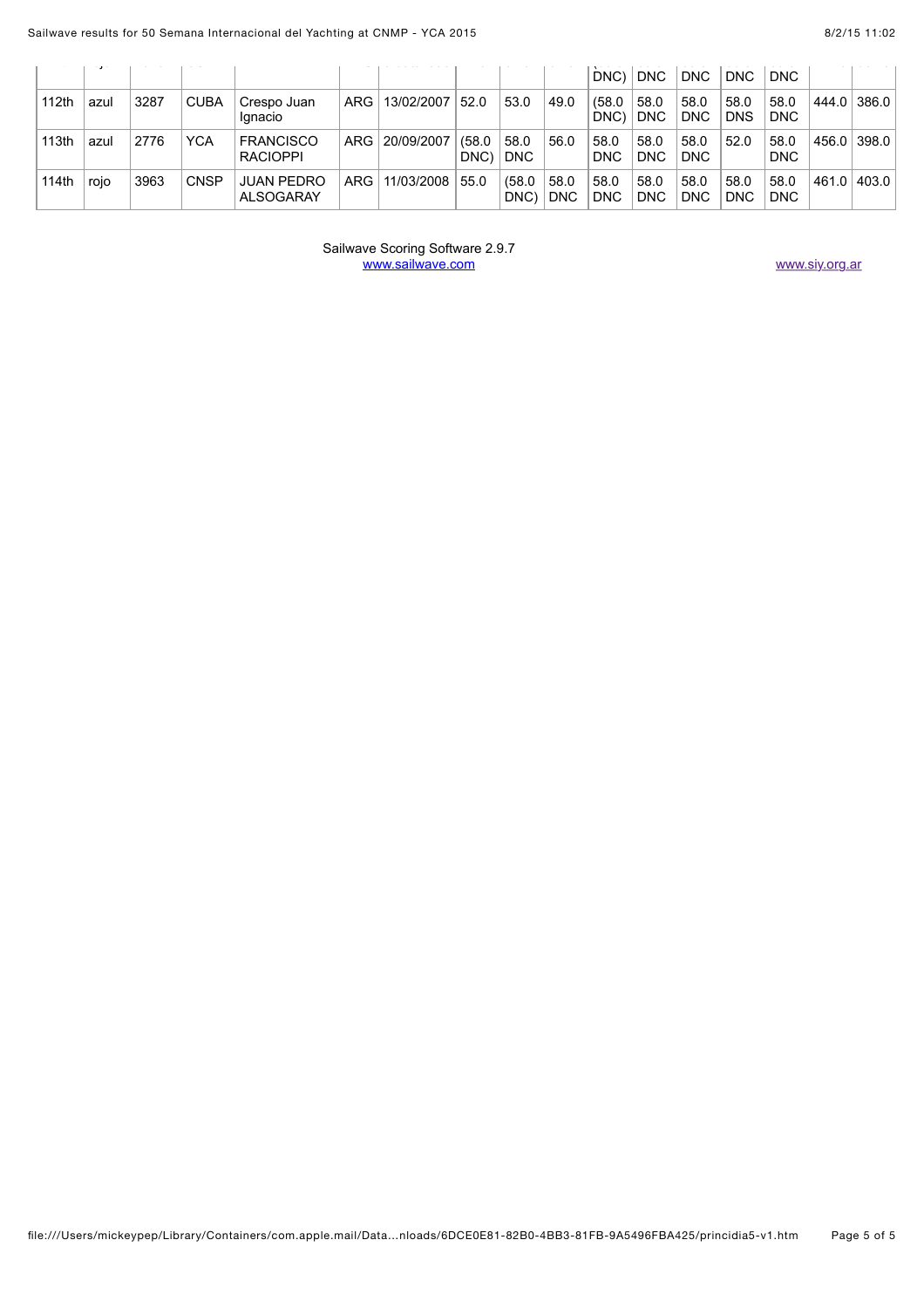| | | | | | | | | | | | | | | | | |
|---|---|---|---|---|---|---|---|---|---|---|---|---|---|---|---|---|
| | | | | | | | | | | DNC) | DNC | DNC | DNC | DNC | | |
| 112th | azul | 3287 | CUBA | Crespo Juan Ignacio | ARG | 13/02/2007 | 52.0 | 53.0 | 49.0 | (58.0 DNC) | 58.0 DNC | 58.0 DNC | 58.0 DNS | 58.0 DNC | 444.0 | 386.0 |
| 113th | azul | 2776 | YCA | FRANCISCO RACIOPPI | ARG | 20/09/2007 | (58.0 DNC) | 58.0 DNC | 56.0 | 58.0 DNC | 58.0 DNC | 58.0 DNC | 52.0 | 58.0 DNC | 456.0 | 398.0 |
| 114th | rojo | 3963 | CNSP | JUAN PEDRO ALSOGARAY | ARG | 11/03/2008 | 55.0 | (58.0 DNC) | 58.0 DNC | 58.0 DNC | 58.0 DNC | 58.0 DNC | 58.0 DNC | 58.0 DNC | 461.0 | 403.0 |

Sailwave Scoring Software 2.9.7
www.sailwave.com

www.siy.org.ar